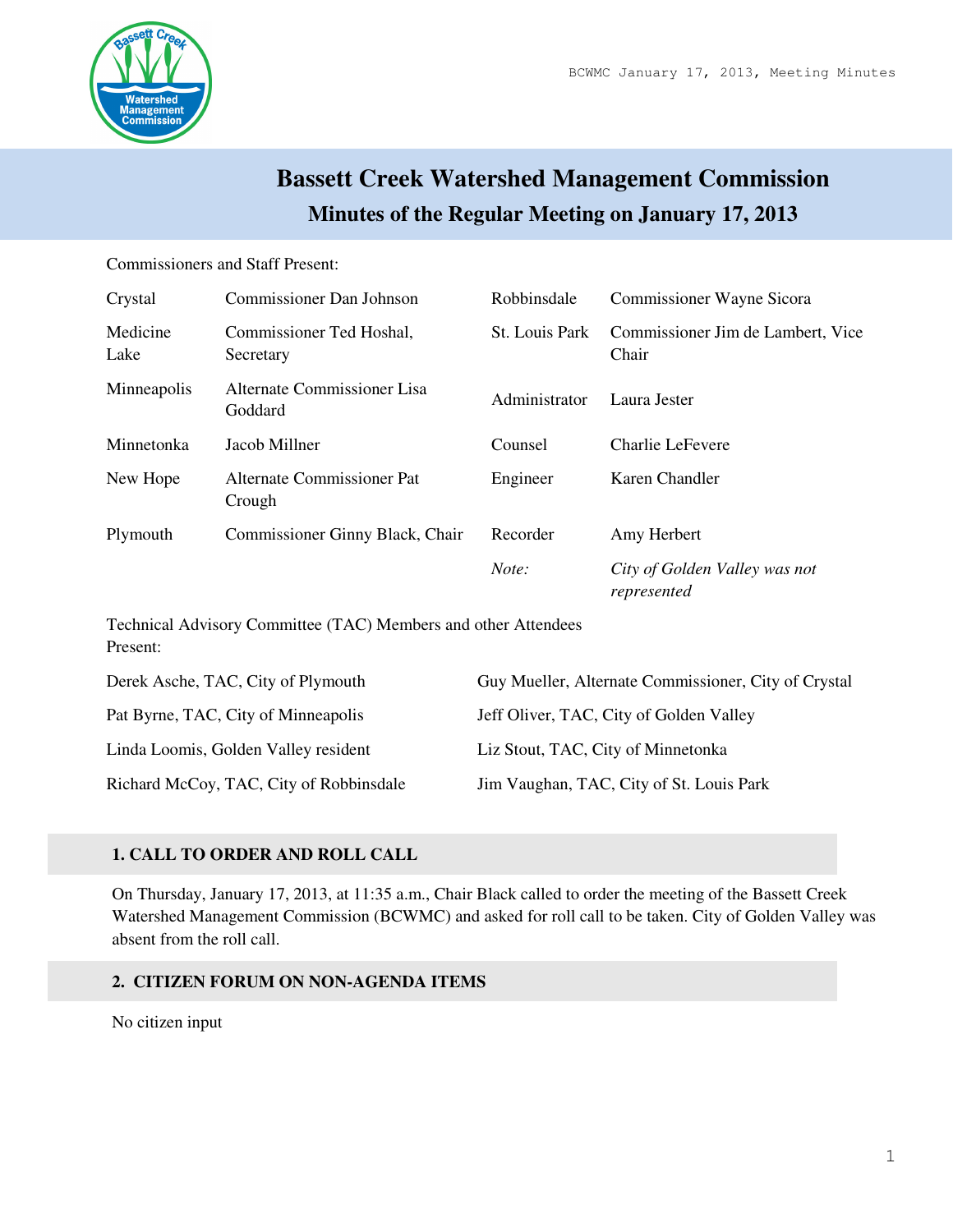# Bassett Creek Watershed Management Commission

## Minutes of the Regular Meeting on January 17, 2013

Commissioners and Staff Present:

| | | | |
|---|---|---|---|
| Crystal | Commissioner Dan Johnson | Robbinsdale | Commissioner Wayne Sicora |
| Medicine Lake | Commissioner Ted Hoshal, Secretary | St. Louis Park | Commissioner Jim de Lambert, Vice Chair |
| Minneapolis | Alternate Commissioner Lisa Goddard | Administrator | Laura Jester |
| Minnetonka | Jacob Millner | Counsel | Charlie LeFevere |
| New Hope | Alternate Commissioner Pat Crough | Engineer | Karen Chandler |
| Plymouth | Commissioner Ginny Black, Chair | Recorder | Amy Herbert |
| | | *Note:* | *City of Golden Valley was not represented* |

Technical Advisory Committee (TAC) Members and other Attendees Present:

| | |
|---|---|
| Derek Asche, TAC, City of Plymouth | Guy Mueller, Alternate Commissioner, City of Crystal |
| Pat Byrne, TAC, City of Minneapolis | Jeff Oliver, TAC, City of Golden Valley |
| Linda Loomis, Golden Valley resident | Liz Stout, TAC, City of Minnetonka |
| Richard McCoy, TAC, City of Robbinsdale | Jim Vaughan, TAC, City of St. Louis Park |

### 1. CALL TO ORDER AND ROLL CALL

On Thursday, January 17, 2013, at 11:35 a.m., Chair Black called to order the meeting of the Bassett Creek Watershed Management Commission (BCWMC) and asked for roll call to be taken. City of Golden Valley was absent from the roll call.

### 2. CITIZEN FORUM ON NON-AGENDA ITEMS

No citizen input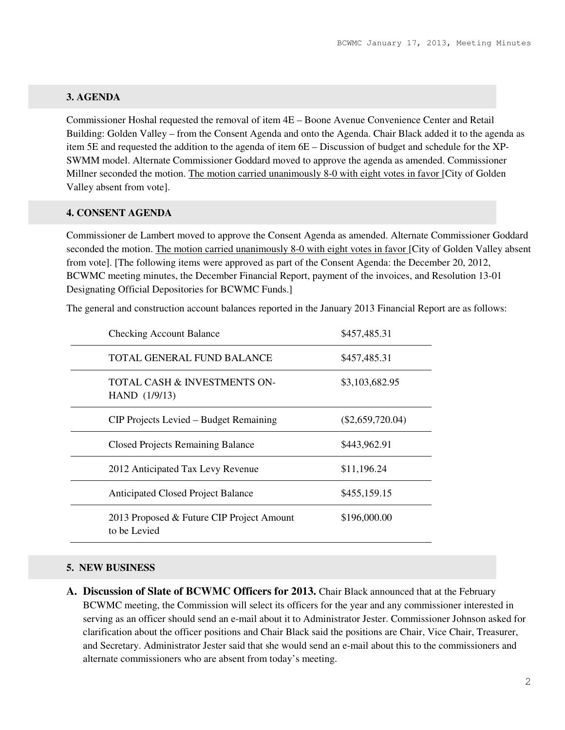### 3. AGENDA

Commissioner Hoshal requested the removal of item 4E – Boone Avenue Convenience Center and Retail Building: Golden Valley – from the Consent Agenda and onto the Agenda. Chair Black added it to the agenda as item 5E and requested the addition to the agenda of item 6E – Discussion of budget and schedule for the XP-SWMM model. Alternate Commissioner Goddard moved to approve the agenda as amended. Commissioner Millner seconded the motion. The motion carried unanimously 8-0 with eight votes in favor [City of Golden Valley absent from vote].

### 4. CONSENT AGENDA

Commissioner de Lambert moved to approve the Consent Agenda as amended. Alternate Commissioner Goddard seconded the motion. The motion carried unanimously 8-0 with eight votes in favor [City of Golden Valley absent from vote]. [The following items were approved as part of the Consent Agenda: the December 20, 2012, BCWMC meeting minutes, the December Financial Report, payment of the invoices, and Resolution 13-01 Designating Official Depositories for BCWMC Funds.]

The general and construction account balances reported in the January 2013 Financial Report are as follows:

| | |
|---|---|
| Checking Account Balance | $457,485.31 |
| TOTAL GENERAL FUND BALANCE | $457,485.31 |
| TOTAL CASH & INVESTMENTS ON-HAND (1/9/13) | $3,103,682.95 |
| CIP Projects Levied – Budget Remaining | ($2,659,720.04) |
| Closed Projects Remaining Balance | $443,962.91 |
| 2012 Anticipated Tax Levy Revenue | $11,196.24 |
| Anticipated Closed Project Balance | $455,159.15 |
| 2013 Proposed & Future CIP Project Amount to be Levied | $196,000.00 |

### 5. NEW BUSINESS

**A. Discussion of Slate of BCWMC Officers for 2013.** Chair Black announced that at the February BCWMC meeting, the Commission will select its officers for the year and any commissioner interested in serving as an officer should send an e-mail about it to Administrator Jester. Commissioner Johnson asked for clarification about the officer positions and Chair Black said the positions are Chair, Vice Chair, Treasurer, and Secretary. Administrator Jester said that she would send an e-mail about this to the commissioners and alternate commissioners who are absent from today's meeting.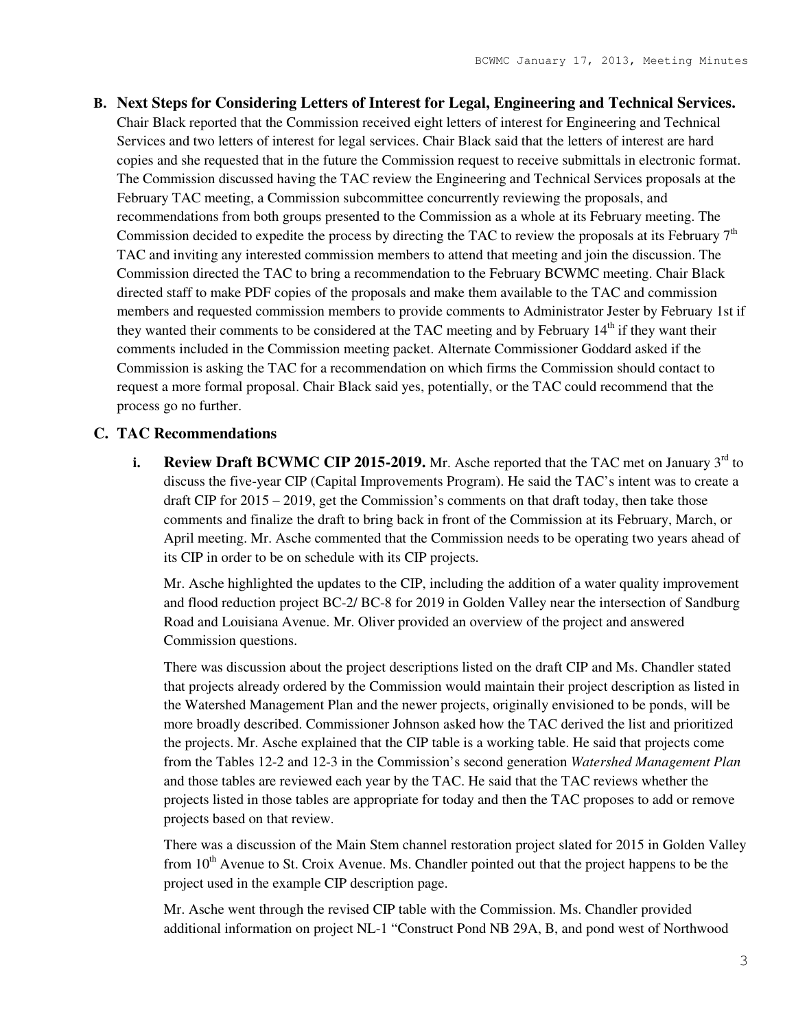**B. Next Steps for Considering Letters of Interest for Legal, Engineering and Technical Services.** Chair Black reported that the Commission received eight letters of interest for Engineering and Technical Services and two letters of interest for legal services. Chair Black said that the letters of interest are hard copies and she requested that in the future the Commission request to receive submittals in electronic format. The Commission discussed having the TAC review the Engineering and Technical Services proposals at the February TAC meeting, a Commission subcommittee concurrently reviewing the proposals, and recommendations from both groups presented to the Commission as a whole at its February meeting. The Commission decided to expedite the process by directing the TAC to review the proposals at its February 7th TAC and inviting any interested commission members to attend that meeting and join the discussion. The Commission directed the TAC to bring a recommendation to the February BCWMC meeting. Chair Black directed staff to make PDF copies of the proposals and make them available to the TAC and commission members and requested commission members to provide comments to Administrator Jester by February 1st if they wanted their comments to be considered at the TAC meeting and by February 14th if they want their comments included in the Commission meeting packet. Alternate Commissioner Goddard asked if the Commission is asking the TAC for a recommendation on which firms the Commission should contact to request a more formal proposal. Chair Black said yes, potentially, or the TAC could recommend that the process go no further.

### C. TAC Recommendations

**i. Review Draft BCWMC CIP 2015-2019.** Mr. Asche reported that the TAC met on January 3rd to discuss the five-year CIP (Capital Improvements Program). He said the TAC's intent was to create a draft CIP for 2015 – 2019, get the Commission's comments on that draft today, then take those comments and finalize the draft to bring back in front of the Commission at its February, March, or April meeting. Mr. Asche commented that the Commission needs to be operating two years ahead of its CIP in order to be on schedule with its CIP projects.

Mr. Asche highlighted the updates to the CIP, including the addition of a water quality improvement and flood reduction project BC-2/ BC-8 for 2019 in Golden Valley near the intersection of Sandburg Road and Louisiana Avenue. Mr. Oliver provided an overview of the project and answered Commission questions.

There was discussion about the project descriptions listed on the draft CIP and Ms. Chandler stated that projects already ordered by the Commission would maintain their project description as listed in the Watershed Management Plan and the newer projects, originally envisioned to be ponds, will be more broadly described. Commissioner Johnson asked how the TAC derived the list and prioritized the projects. Mr. Asche explained that the CIP table is a working table. He said that projects come from the Tables 12-2 and 12-3 in the Commission's second generation *Watershed Management Plan* and those tables are reviewed each year by the TAC. He said that the TAC reviews whether the projects listed in those tables are appropriate for today and then the TAC proposes to add or remove projects based on that review.

There was a discussion of the Main Stem channel restoration project slated for 2015 in Golden Valley from 10th Avenue to St. Croix Avenue. Ms. Chandler pointed out that the project happens to be the project used in the example CIP description page.

Mr. Asche went through the revised CIP table with the Commission. Ms. Chandler provided additional information on project NL-1 "Construct Pond NB 29A, B, and pond west of Northwood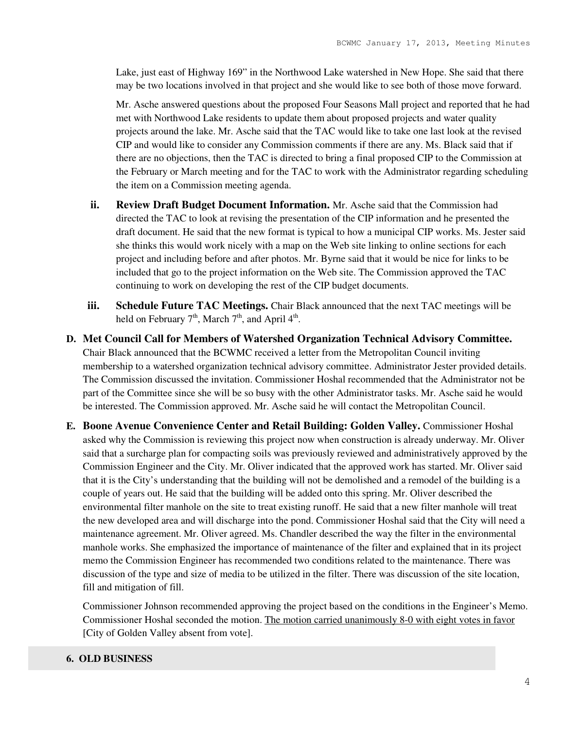Lake, just east of Highway 169" in the Northwood Lake watershed in New Hope. She said that there may be two locations involved in that project and she would like to see both of those move forward.

Mr. Asche answered questions about the proposed Four Seasons Mall project and reported that he had met with Northwood Lake residents to update them about proposed projects and water quality projects around the lake. Mr. Asche said that the TAC would like to take one last look at the revised CIP and would like to consider any Commission comments if there are any. Ms. Black said that if there are no objections, then the TAC is directed to bring a final proposed CIP to the Commission at the February or March meeting and for the TAC to work with the Administrator regarding scheduling the item on a Commission meeting agenda.

**ii. Review Draft Budget Document Information.** Mr. Asche said that the Commission had directed the TAC to look at revising the presentation of the CIP information and he presented the draft document. He said that the new format is typical to how a municipal CIP works. Ms. Jester said she thinks this would work nicely with a map on the Web site linking to online sections for each project and including before and after photos. Mr. Byrne said that it would be nice for links to be included that go to the project information on the Web site. The Commission approved the TAC continuing to work on developing the rest of the CIP budget documents.

**iii. Schedule Future TAC Meetings.** Chair Black announced that the next TAC meetings will be held on February 7th, March 7th, and April 4th.

**D. Met Council Call for Members of Watershed Organization Technical Advisory Committee.** Chair Black announced that the BCWMC received a letter from the Metropolitan Council inviting membership to a watershed organization technical advisory committee. Administrator Jester provided details. The Commission discussed the invitation. Commissioner Hoshal recommended that the Administrator not be part of the Committee since she will be so busy with the other Administrator tasks. Mr. Asche said he would be interested. The Commission approved. Mr. Asche said he will contact the Metropolitan Council.

**E. Boone Avenue Convenience Center and Retail Building: Golden Valley.** Commissioner Hoshal asked why the Commission is reviewing this project now when construction is already underway. Mr. Oliver said that a surcharge plan for compacting soils was previously reviewed and administratively approved by the Commission Engineer and the City. Mr. Oliver indicated that the approved work has started. Mr. Oliver said that it is the City's understanding that the building will not be demolished and a remodel of the building is a couple of years out. He said that the building will be added onto this spring. Mr. Oliver described the environmental filter manhole on the site to treat existing runoff. He said that a new filter manhole will treat the new developed area and will discharge into the pond. Commissioner Hoshal said that the City will need a maintenance agreement. Mr. Oliver agreed. Ms. Chandler described the way the filter in the environmental manhole works. She emphasized the importance of maintenance of the filter and explained that in its project memo the Commission Engineer has recommended two conditions related to the maintenance. There was discussion of the type and size of media to be utilized in the filter. There was discussion of the site location, fill and mitigation of fill.

Commissioner Johnson recommended approving the project based on the conditions in the Engineer's Memo. Commissioner Hoshal seconded the motion. The motion carried unanimously 8-0 with eight votes in favor [City of Golden Valley absent from vote].

## 6. OLD BUSINESS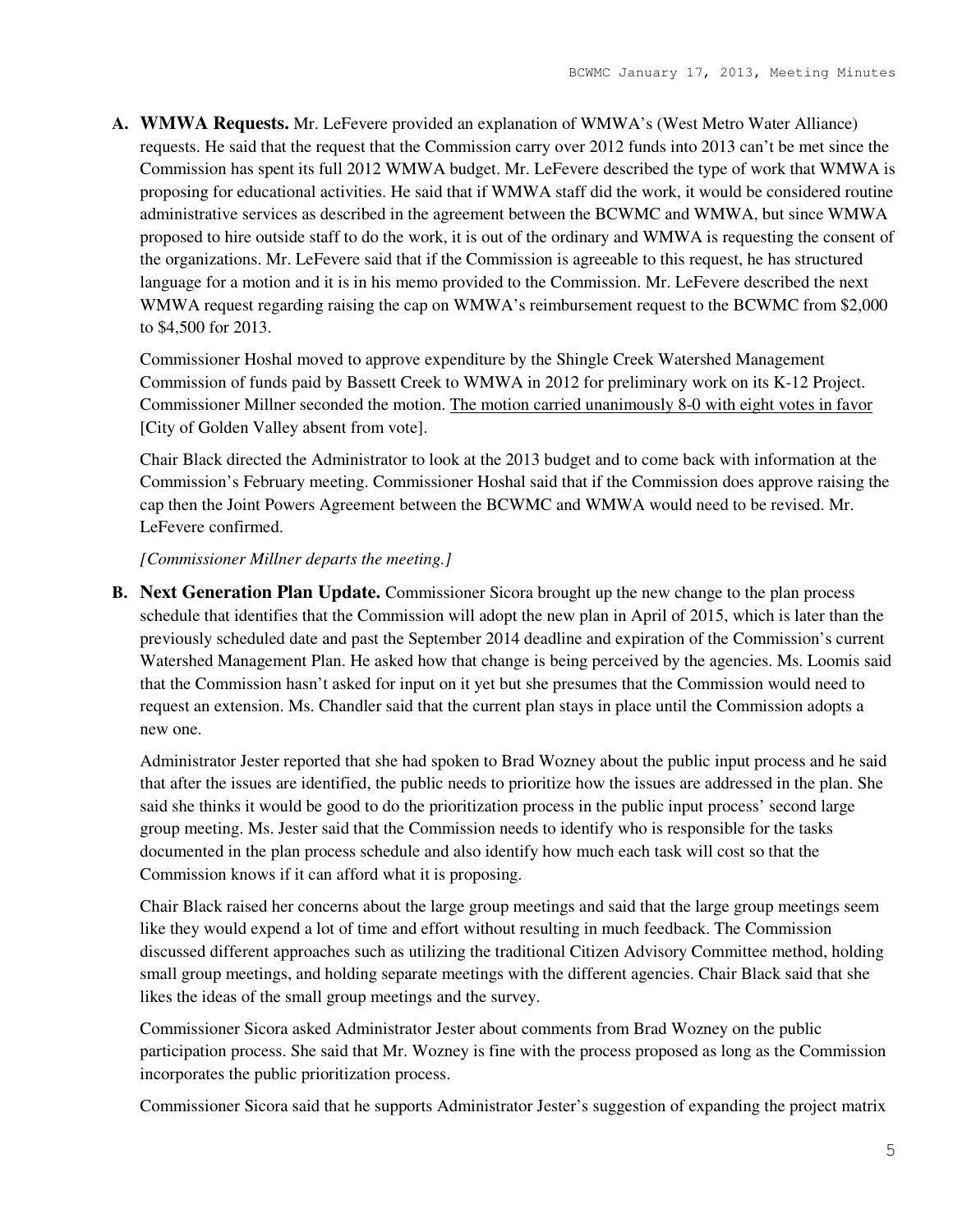**A. WMWA Requests.** Mr. LeFevere provided an explanation of WMWA's (West Metro Water Alliance) requests. He said that the request that the Commission carry over 2012 funds into 2013 can't be met since the Commission has spent its full 2012 WMWA budget. Mr. LeFevere described the type of work that WMWA is proposing for educational activities. He said that if WMWA staff did the work, it would be considered routine administrative services as described in the agreement between the BCWMC and WMWA, but since WMWA proposed to hire outside staff to do the work, it is out of the ordinary and WMWA is requesting the consent of the organizations. Mr. LeFevere said that if the Commission is agreeable to this request, he has structured language for a motion and it is in his memo provided to the Commission. Mr. LeFevere described the next WMWA request regarding raising the cap on WMWA's reimbursement request to the BCWMC from $2,000 to $4,500 for 2013.

Commissioner Hoshal moved to approve expenditure by the Shingle Creek Watershed Management Commission of funds paid by Bassett Creek to WMWA in 2012 for preliminary work on its K-12 Project. Commissioner Millner seconded the motion. <u>The motion carried unanimously 8-0 with eight votes in favor</u> [City of Golden Valley absent from vote].

Chair Black directed the Administrator to look at the 2013 budget and to come back with information at the Commission's February meeting. Commissioner Hoshal said that if the Commission does approve raising the cap then the Joint Powers Agreement between the BCWMC and WMWA would need to be revised. Mr. LeFevere confirmed.

*[Commissioner Millner departs the meeting.]*

**B. Next Generation Plan Update.** Commissioner Sicora brought up the new change to the plan process schedule that identifies that the Commission will adopt the new plan in April of 2015, which is later than the previously scheduled date and past the September 2014 deadline and expiration of the Commission's current Watershed Management Plan. He asked how that change is being perceived by the agencies. Ms. Loomis said that the Commission hasn't asked for input on it yet but she presumes that the Commission would need to request an extension. Ms. Chandler said that the current plan stays in place until the Commission adopts a new one.

Administrator Jester reported that she had spoken to Brad Wozney about the public input process and he said that after the issues are identified, the public needs to prioritize how the issues are addressed in the plan. She said she thinks it would be good to do the prioritization process in the public input process' second large group meeting. Ms. Jester said that the Commission needs to identify who is responsible for the tasks documented in the plan process schedule and also identify how much each task will cost so that the Commission knows if it can afford what it is proposing.

Chair Black raised her concerns about the large group meetings and said that the large group meetings seem like they would expend a lot of time and effort without resulting in much feedback. The Commission discussed different approaches such as utilizing the traditional Citizen Advisory Committee method, holding small group meetings, and holding separate meetings with the different agencies. Chair Black said that she likes the ideas of the small group meetings and the survey.

Commissioner Sicora asked Administrator Jester about comments from Brad Wozney on the public participation process. She said that Mr. Wozney is fine with the process proposed as long as the Commission incorporates the public prioritization process.

Commissioner Sicora said that he supports Administrator Jester's suggestion of expanding the project matrix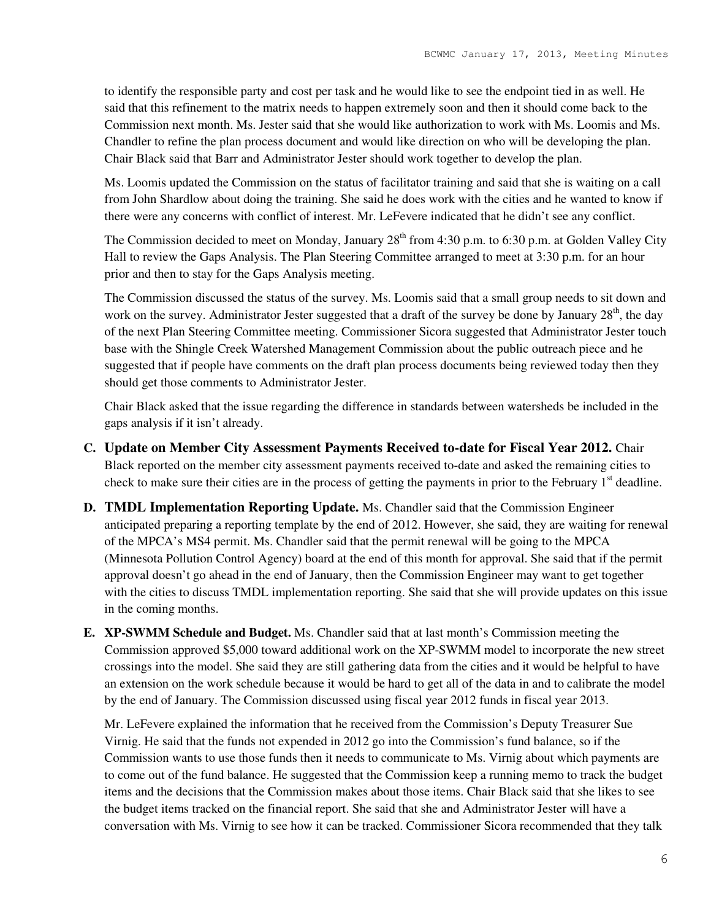to identify the responsible party and cost per task and he would like to see the endpoint tied in as well. He said that this refinement to the matrix needs to happen extremely soon and then it should come back to the Commission next month. Ms. Jester said that she would like authorization to work with Ms. Loomis and Ms. Chandler to refine the plan process document and would like direction on who will be developing the plan. Chair Black said that Barr and Administrator Jester should work together to develop the plan.

Ms. Loomis updated the Commission on the status of facilitator training and said that she is waiting on a call from John Shardlow about doing the training. She said he does work with the cities and he wanted to know if there were any concerns with conflict of interest. Mr. LeFevere indicated that he didn't see any conflict.

The Commission decided to meet on Monday, January 28th from 4:30 p.m. to 6:30 p.m. at Golden Valley City Hall to review the Gaps Analysis. The Plan Steering Committee arranged to meet at 3:30 p.m. for an hour prior and then to stay for the Gaps Analysis meeting.

The Commission discussed the status of the survey. Ms. Loomis said that a small group needs to sit down and work on the survey. Administrator Jester suggested that a draft of the survey be done by January 28th, the day of the next Plan Steering Committee meeting. Commissioner Sicora suggested that Administrator Jester touch base with the Shingle Creek Watershed Management Commission about the public outreach piece and he suggested that if people have comments on the draft plan process documents being reviewed today then they should get those comments to Administrator Jester.

Chair Black asked that the issue regarding the difference in standards between watersheds be included in the gaps analysis if it isn't already.

**C. Update on Member City Assessment Payments Received to-date for Fiscal Year 2012.** Chair Black reported on the member city assessment payments received to-date and asked the remaining cities to check to make sure their cities are in the process of getting the payments in prior to the February 1st deadline.

**D. TMDL Implementation Reporting Update.** Ms. Chandler said that the Commission Engineer anticipated preparing a reporting template by the end of 2012. However, she said, they are waiting for renewal of the MPCA's MS4 permit. Ms. Chandler said that the permit renewal will be going to the MPCA (Minnesota Pollution Control Agency) board at the end of this month for approval. She said that if the permit approval doesn't go ahead in the end of January, then the Commission Engineer may want to get together with the cities to discuss TMDL implementation reporting. She said that she will provide updates on this issue in the coming months.

**E. XP-SWMM Schedule and Budget.** Ms. Chandler said that at last month's Commission meeting the Commission approved $5,000 toward additional work on the XP-SWMM model to incorporate the new street crossings into the model. She said they are still gathering data from the cities and it would be helpful to have an extension on the work schedule because it would be hard to get all of the data in and to calibrate the model by the end of January. The Commission discussed using fiscal year 2012 funds in fiscal year 2013.

Mr. LeFevere explained the information that he received from the Commission's Deputy Treasurer Sue Virnig. He said that the funds not expended in 2012 go into the Commission's fund balance, so if the Commission wants to use those funds then it needs to communicate to Ms. Virnig about which payments are to come out of the fund balance. He suggested that the Commission keep a running memo to track the budget items and the decisions that the Commission makes about those items. Chair Black said that she likes to see the budget items tracked on the financial report. She said that she and Administrator Jester will have a conversation with Ms. Virnig to see how it can be tracked. Commissioner Sicora recommended that they talk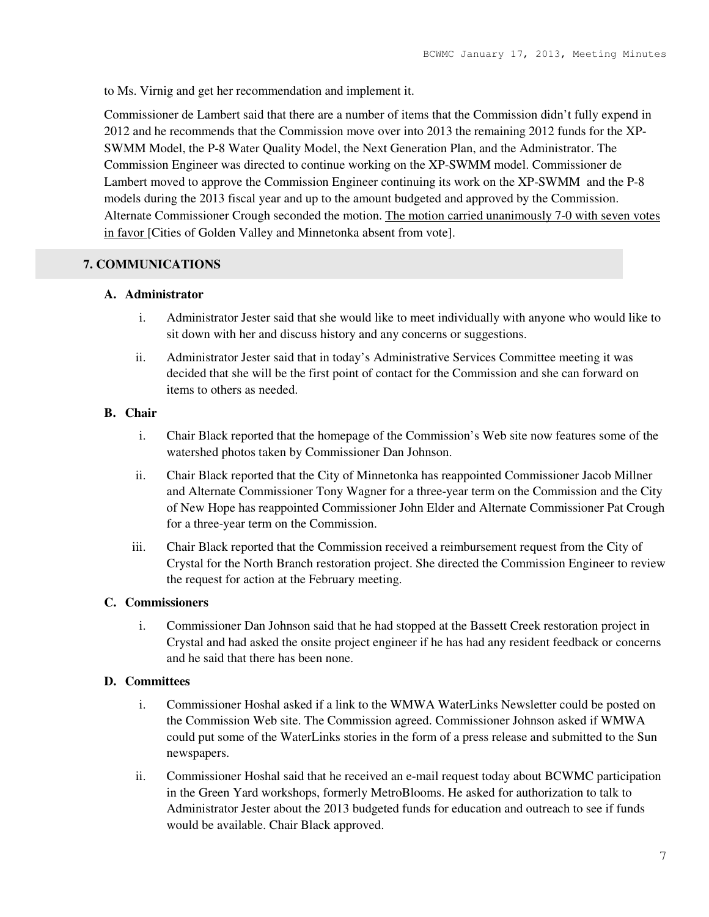to Ms. Virnig and get her recommendation and implement it.

Commissioner de Lambert said that there are a number of items that the Commission didn't fully expend in 2012 and he recommends that the Commission move over into 2013 the remaining 2012 funds for the XP-SWMM Model, the P-8 Water Quality Model, the Next Generation Plan, and the Administrator. The Commission Engineer was directed to continue working on the XP-SWMM model. Commissioner de Lambert moved to approve the Commission Engineer continuing its work on the XP-SWMM and the P-8 models during the 2013 fiscal year and up to the amount budgeted and approved by the Commission. Alternate Commissioner Crough seconded the motion. <u>The motion carried unanimously 7-0 with seven votes in favor</u> [Cities of Golden Valley and Minnetonka absent from vote].

## 7. COMMUNICATIONS

### A. Administrator

i. Administrator Jester said that she would like to meet individually with anyone who would like to sit down with her and discuss history and any concerns or suggestions.

ii. Administrator Jester said that in today's Administrative Services Committee meeting it was decided that she will be the first point of contact for the Commission and she can forward on items to others as needed.

### B. Chair

i. Chair Black reported that the homepage of the Commission's Web site now features some of the watershed photos taken by Commissioner Dan Johnson.

ii. Chair Black reported that the City of Minnetonka has reappointed Commissioner Jacob Millner and Alternate Commissioner Tony Wagner for a three-year term on the Commission and the City of New Hope has reappointed Commissioner John Elder and Alternate Commissioner Pat Crough for a three-year term on the Commission.

iii. Chair Black reported that the Commission received a reimbursement request from the City of Crystal for the North Branch restoration project. She directed the Commission Engineer to review the request for action at the February meeting.

### C. Commissioners

i. Commissioner Dan Johnson said that he had stopped at the Bassett Creek restoration project in Crystal and had asked the onsite project engineer if he has had any resident feedback or concerns and he said that there has been none.

### D. Committees

i. Commissioner Hoshal asked if a link to the WMWA WaterLinks Newsletter could be posted on the Commission Web site. The Commission agreed. Commissioner Johnson asked if WMWA could put some of the WaterLinks stories in the form of a press release and submitted to the Sun newspapers.

ii. Commissioner Hoshal said that he received an e-mail request today about BCWMC participation in the Green Yard workshops, formerly MetroBlooms. He asked for authorization to talk to Administrator Jester about the 2013 budgeted funds for education and outreach to see if funds would be available. Chair Black approved.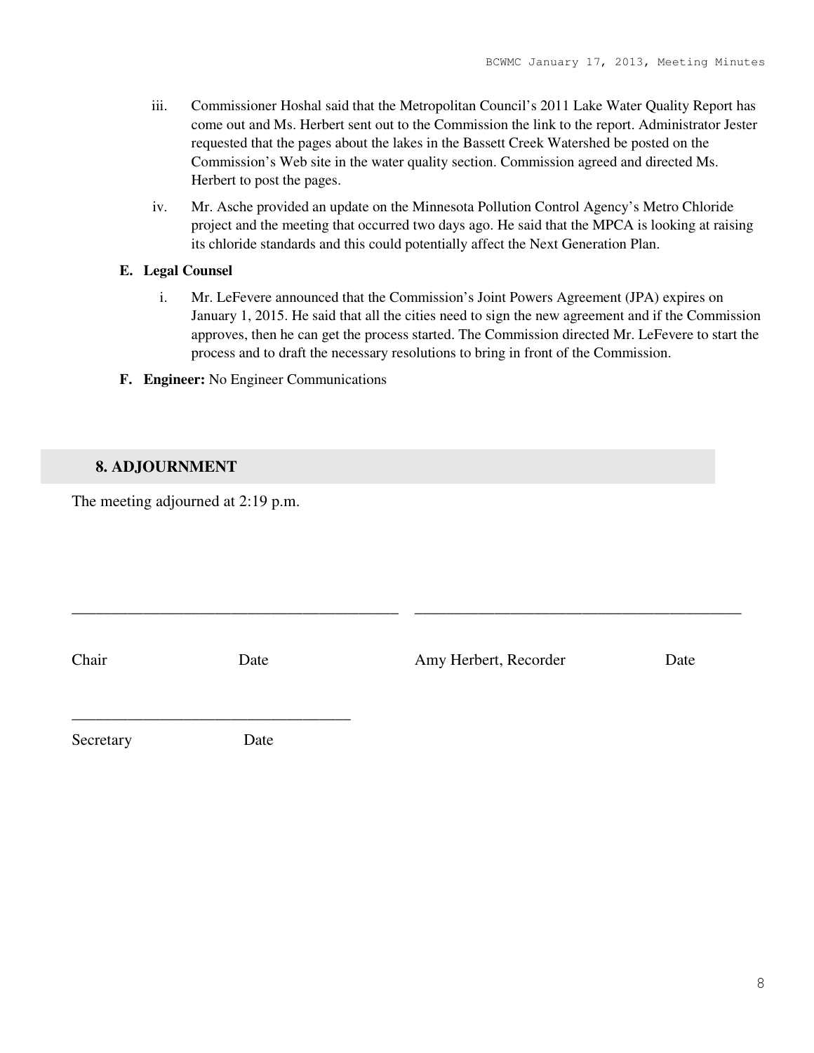iii. Commissioner Hoshal said that the Metropolitan Council's 2011 Lake Water Quality Report has come out and Ms. Herbert sent out to the Commission the link to the report. Administrator Jester requested that the pages about the lakes in the Bassett Creek Watershed be posted on the Commission's Web site in the water quality section. Commission agreed and directed Ms. Herbert to post the pages.

iv. Mr. Asche provided an update on the Minnesota Pollution Control Agency's Metro Chloride project and the meeting that occurred two days ago. He said that the MPCA is looking at raising its chloride standards and this could potentially affect the Next Generation Plan.

**E. Legal Counsel**

i. Mr. LeFevere announced that the Commission's Joint Powers Agreement (JPA) expires on January 1, 2015. He said that all the cities need to sign the new agreement and if the Commission approves, then he can get the process started. The Commission directed Mr. LeFevere to start the process and to draft the necessary resolutions to bring in front of the Commission.

**F. Engineer:** No Engineer Communications

## 8. ADJOURNMENT

The meeting adjourned at 2:19 p.m.

\_\_\_\_\_\_\_\_\_\_\_\_\_\_\_\_\_\_\_\_\_\_\_\_\_\_\_\_\_\_\_\_\_\_\_\_\_\_\_\_ \_\_\_\_\_\_\_\_\_\_\_\_\_\_\_\_\_\_\_\_\_\_\_\_\_\_\_\_\_\_\_\_\_\_\_\_\_\_\_\_

Chair Date Amy Herbert, Recorder Date

\_\_\_\_\_\_\_\_\_\_\_\_\_\_\_\_\_\_\_\_\_\_\_\_\_\_\_\_\_\_\_\_\_\_\_

Secretary Date